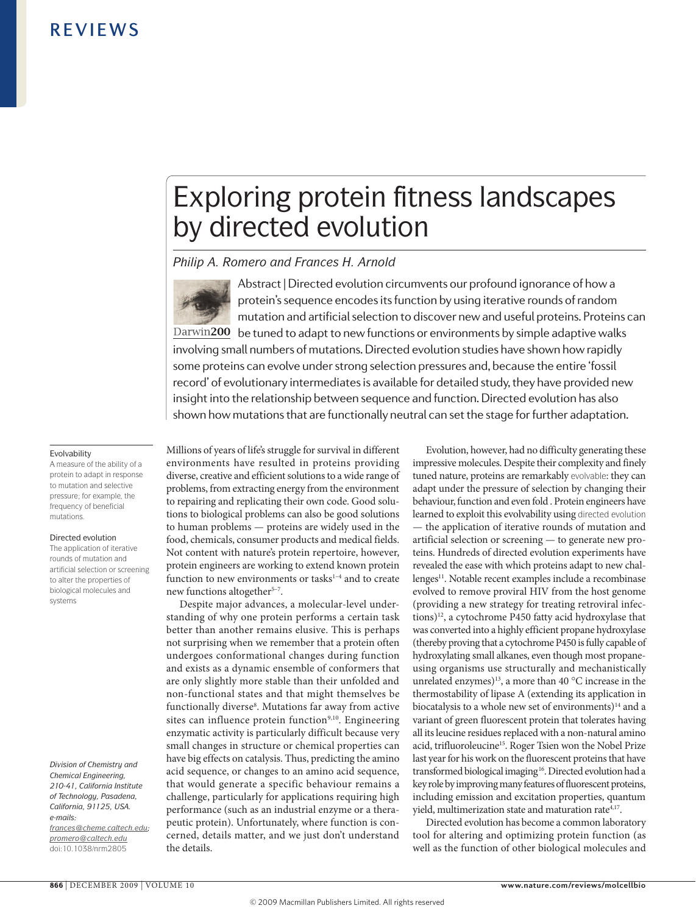# Exploring protein fitness landscapes by directed evolution

*Philip A. Romero and Frances H. Arnold*

Darwin200

Abstract | Directed evolution circumvents our profound ignorance of how a protein's sequence encodes its function by using iterative rounds of random mutation and artificial selection to discover new and useful proteins. Proteins can be tuned to adapt to new functions or environments by simple adaptive walks involving small numbers of mutations. Directed evolution studies have shown how rapidly some proteins can evolve under strong selection pressures and, because the entire 'fossil record' of evolutionary intermediates is available for detailed study, they have provided new insight into the relationship between sequence and function. Directed evolution has also shown how mutations that are functionally neutral can set the stage for further adaptation.

**Evolvability**
A measure of the ability of a protein to adapt in response to mutation and selective pressure; for example, the frequency of beneficial mutations.

**Directed evolution**
The application of iterative rounds of mutation and artificial selection or screening to alter the properties of biological molecules and systems

Millions of years of life's struggle for survival in different environments have resulted in proteins providing diverse, creative and efficient solutions to a wide range of problems, from extracting energy from the environment to repairing and replicating their own code. Good solutions to biological problems can also be good solutions to human problems — proteins are widely used in the food, chemicals, consumer products and medical fields. Not content with nature's protein repertoire, however, protein engineers are working to extend known protein function to new environments or tasks[1–4] and to create new functions altogether[5–7].

Despite major advances, a molecular-level understanding of why one protein performs a certain task better than another remains elusive. This is perhaps not surprising when we remember that a protein often undergoes conformational changes during function and exists as a dynamic ensemble of conformers that are only slightly more stable than their unfolded and non-functional states and that might themselves be functionally diverse[8]. Mutations far away from active sites can influence protein function[9,10]. Engineering enzymatic activity is particularly difficult because very small changes in structure or chemical properties can have big effects on catalysis. Thus, predicting the amino acid sequence, or changes to an amino acid sequence, that would generate a specific behaviour remains a challenge, particularly for applications requiring high performance (such as an industrial enzyme or a therapeutic protein). Unfortunately, where function is concerned, details matter, and we just don't understand the details.

Evolution, however, had no difficulty generating these impressive molecules. Despite their complexity and finely tuned nature, proteins are remarkably evolvable: they can adapt under the pressure of selection by changing their behaviour, function and even fold . Protein engineers have learned to exploit this evolvability using directed evolution — the application of iterative rounds of mutation and artificial selection or screening — to generate new proteins. Hundreds of directed evolution experiments have revealed the ease with which proteins adapt to new challenges[11]. Notable recent examples include a recombinase evolved to remove proviral HIV from the host genome (providing a new strategy for treating retroviral infections)[12], a cytochrome P450 fatty acid hydroxylase that was converted into a highly efficient propane hydroxylase (thereby proving that a cytochrome P450 is fully capable of hydroxylating small alkanes, even though most propane-using organisms use structurally and mechanistically unrelated enzymes)[13], a more than 40 °C increase in the thermostability of lipase A (extending its application in biocatalysis to a whole new set of environments)[14] and a variant of green fluorescent protein that tolerates having all its leucine residues replaced with a non-natural amino acid, trifluoroleucine[15]. Roger Tsien won the Nobel Prize last year for his work on the fluorescent proteins that have transformed biological imaging[16]. Directed evolution had a key role by improving many features of fluorescent proteins, including emission and excitation properties, quantum yield, multimerization state and maturation rate[4,17].

Directed evolution has become a common laboratory tool for altering and optimizing protein function (as well as the function of other biological molecules and

*Division of Chemistry and Chemical Engineering, 210-41, California Institute of Technology, Pasadena, California, 91125, USA.*
*e-mails: frances@cheme.caltech.edu; promero@caltech.edu*
doi:10.1038/nrm2805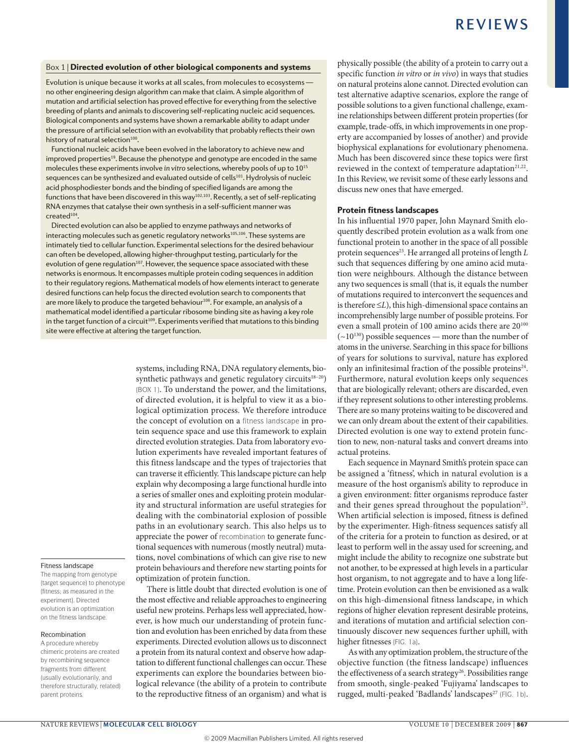## Box 1 | Directed evolution of other biological components and systems

Evolution is unique because it works at all scales, from molecules to ecosystems — no other engineering design algorithm can make that claim. A simple algorithm of mutation and artificial selection has proved effective for everything from the selective breeding of plants and animals to discovering self-replicating nucleic acid sequences. Biological components and systems have shown a remarkable ability to adapt under the pressure of artificial selection with an evolvability that probably reflects their own history of natural selection[100].

Functional nucleic acids have been evolved in the laboratory to achieve new and improved properties[19]. Because the phenotype and genotype are encoded in the same molecules these experiments involve *in vitro* selections, whereby pools of up to $10^{15}$ sequences can be synthesized and evaluated outside of cells[101]. Hydrolysis of nucleic acid phosphodiester bonds and the binding of specified ligands are among the functions that have been discovered in this way[102,103]. Recently, a set of self-replicating RNA enzymes that catalyse their own synthesis in a self-sufficient manner was created[104].

Directed evolution can also be applied to enzyme pathways and networks of interacting molecules such as genetic regulatory networks[105,106]. These systems are intimately tied to cellular function. Experimental selections for the desired behaviour can often be developed, allowing higher-throughput testing, particularly for the evolution of gene regulation[107]. However, the sequence space associated with these networks is enormous. It encompasses multiple protein coding sequences in addition to their regulatory regions. Mathematical models of how elements interact to generate desired functions can help focus the directed evolution search to components that are more likely to produce the targeted behaviour[108]. For example, an analysis of a mathematical model identified a particular ribosome binding site as having a key role in the target function of a circuit[109]. Experiments verified that mutations to this binding site were effective at altering the target function.

systems, including RNA, DNA regulatory elements, biosynthetic pathways and genetic regulatory circuits[18–20] (BOX 1). To understand the power, and the limitations, of directed evolution, it is helpful to view it as a biological optimization process. We therefore introduce the concept of evolution on a fitness landscape in protein sequence space and use this framework to explain directed evolution strategies. Data from laboratory evolution experiments have revealed important features of this fitness landscape and the types of trajectories that can traverse it efficiently. This landscape picture can help explain why decomposing a large functional hurdle into a series of smaller ones and exploiting protein modularity and structural information are useful strategies for dealing with the combinatorial explosion of possible paths in an evolutionary search. This also helps us to appreciate the power of recombination to generate functional sequences with numerous (mostly neutral) mutations, novel combinations of which can give rise to new protein behaviours and therefore new starting points for optimization of protein function.

**Fitness landscape**
The mapping from genotype (target sequence) to phenotype (fitness; as measured in the experiment). Directed evolution is an optimization on the fitness landscape.

**Recombination**
A procedure whereby chimeric proteins are created by recombining sequence fragments from different (usually evolutionarily, and therefore structurally, related) parent proteins.

There is little doubt that directed evolution is one of the most effective and reliable approaches to engineering useful new proteins. Perhaps less well appreciated, however, is how much our understanding of protein function and evolution has been enriched by data from these experiments. Directed evolution allows us to disconnect a protein from its natural context and observe how adaptation to different functional challenges can occur. These experiments can explore the boundaries between biological relevance (the ability of a protein to contribute to the reproductive fitness of an organism) and what is physically possible (the ability of a protein to carry out a specific function *in vitro* or *in vivo*) in ways that studies on natural proteins alone cannot. Directed evolution can test alternative adaptive scenarios, explore the range of possible solutions to a given functional challenge, examine relationships between different protein properties (for example, trade-offs, in which improvements in one property are accompanied by losses of another) and provide biophysical explanations for evolutionary phenomena. Much has been discovered since these topics were first reviewed in the context of temperature adaptation[21,22]. In this Review, we revisit some of these early lessons and discuss new ones that have emerged.

## Protein fitness landscapes

In his influential 1970 paper, John Maynard Smith eloquently described protein evolution as a walk from one functional protein to another in the space of all possible protein sequences[23]. He arranged all proteins of length $L$ such that sequences differing by one amino acid mutation were neighbours. Although the distance between any two sequences is small (that is, it equals the number of mutations required to interconvert the sequences and is therefore $\leq L$), this high-dimensional space contains an incomprehensibly large number of possible proteins. For even a small protein of 100 amino acids there are $20^{100}$ ($\sim 10^{130}$) possible sequences — more than the number of atoms in the universe. Searching in this space for billions of years for solutions to survival, nature has explored only an infinitesimal fraction of the possible proteins[24]. Furthermore, natural evolution keeps only sequences that are biologically relevant; others are discarded, even if they represent solutions to other interesting problems. There are so many proteins waiting to be discovered and we can only dream about the extent of their capabilities. Directed evolution is one way to extend protein function to new, non-natural tasks and convert dreams into actual proteins.

Each sequence in Maynard Smith's protein space can be assigned a 'fitness', which in natural evolution is a measure of the host organism's ability to reproduce in a given environment: fitter organisms reproduce faster and their genes spread throughout the population[25]. When artificial selection is imposed, fitness is defined by the experimenter. High-fitness sequences satisfy all of the criteria for a protein to function as desired, or at least to perform well in the assay used for screening, and might include the ability to recognize one substrate but not another, to be expressed at high levels in a particular host organism, to not aggregate and to have a long lifetime. Protein evolution can then be envisioned as a walk on this high-dimensional fitness landscape, in which regions of higher elevation represent desirable proteins, and iterations of mutation and artificial selection continuously discover new sequences further uphill, with higher fitnesses (FIG. 1a).

As with any optimization problem, the structure of the objective function (the fitness landscape) influences the effectiveness of a search strategy[26]. Possibilities range from smooth, single-peaked 'Fujiyama' landscapes to rugged, multi-peaked 'Badlands' landscapes[27] (FIG. 1b).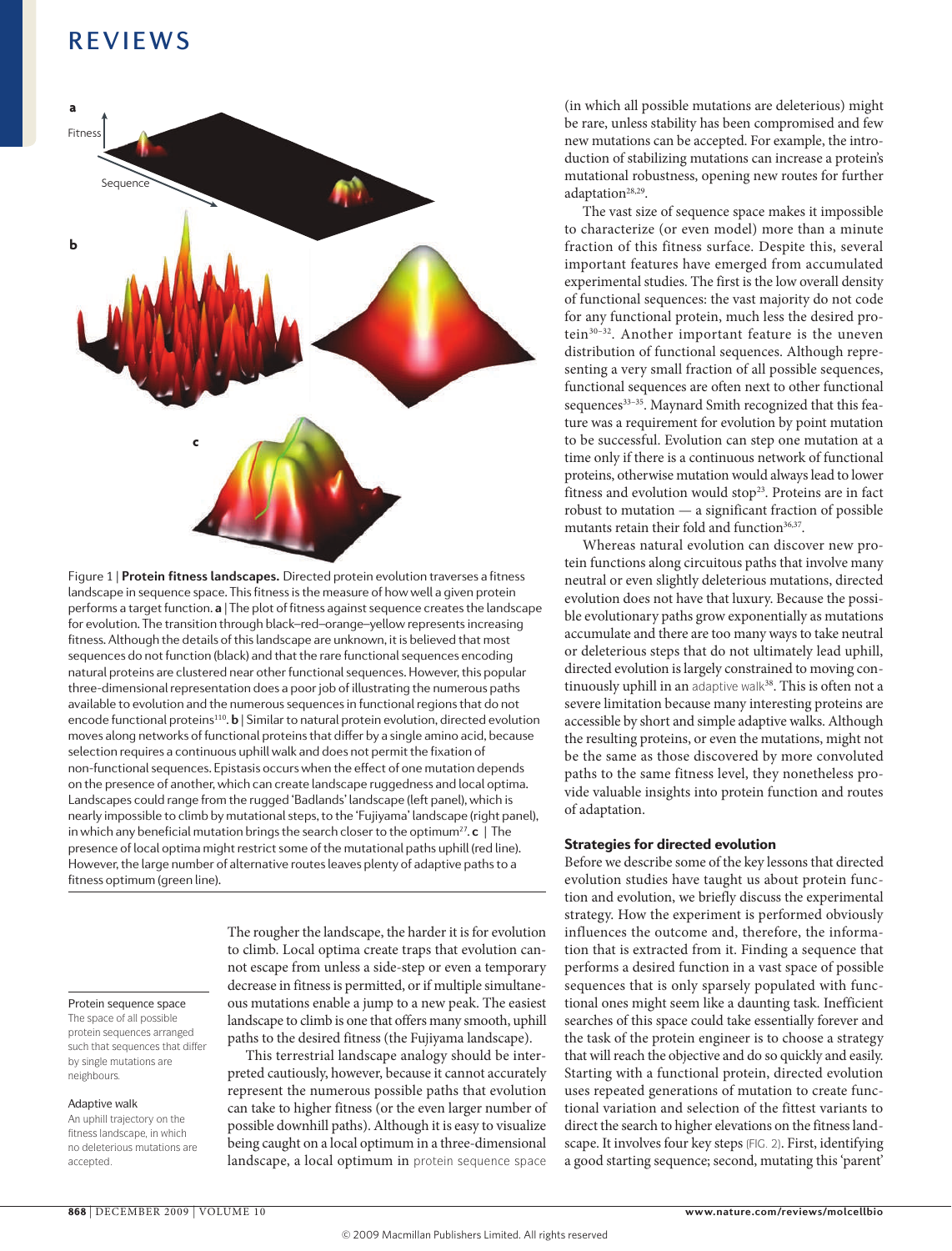Figure 1 | **Protein fitness landscapes.** Directed protein evolution traverses a fitness landscape in sequence space. This fitness is the measure of how well a given protein performs a target function. **a** | The plot of fitness against sequence creates the landscape for evolution. The transition through black–red–orange–yellow represents increasing fitness. Although the details of this landscape are unknown, it is believed that most sequences do not function (black) and that the rare functional sequences encoding natural proteins are clustered near other functional sequences. However, this popular three-dimensional representation does a poor job of illustrating the numerous paths available to evolution and the numerous sequences in functional regions that do not encode functional proteins[110]. **b** | Similar to natural protein evolution, directed evolution moves along networks of functional proteins that differ by a single amino acid, because selection requires a continuous uphill walk and does not permit the fixation of non-functional sequences. Epistasis occurs when the effect of one mutation depends on the presence of another, which can create landscape ruggedness and local optima. Landscapes could range from the rugged 'Badlands' landscape (left panel), which is nearly impossible to climb by mutational steps, to the 'Fujiyama' landscape (right panel), in which any beneficial mutation brings the search closer to the optimum[27]. **c** | The presence of local optima might restrict some of the mutational paths uphill (red line). However, the large number of alternative routes leaves plenty of adaptive paths to a fitness optimum (green line).

The rougher the landscape, the harder it is for evolution to climb. Local optima create traps that evolution cannot escape from unless a side-step or even a temporary decrease in fitness is permitted, or if multiple simultaneous mutations enable a jump to a new peak. The easiest landscape to climb is one that offers many smooth, uphill paths to the desired fitness (the Fujiyama landscape).

This terrestrial landscape analogy should be interpreted cautiously, however, because it cannot accurately represent the numerous possible paths that evolution can take to higher fitness (or the even larger number of possible downhill paths). Although it is easy to visualize being caught on a local optimum in a three-dimensional landscape, a local optimum in protein sequence space (in which all possible mutations are deleterious) might be rare, unless stability has been compromised and few new mutations can be accepted. For example, the introduction of stabilizing mutations can increase a protein's mutational robustness, opening new routes for further adaptation[28,29].

**Protein sequence space**
The space of all possible protein sequences arranged such that sequences that differ by single mutations are neighbours.

**Adaptive walk**
An uphill trajectory on the fitness landscape, in which no deleterious mutations are accepted.

The vast size of sequence space makes it impossible to characterize (or even model) more than a minute fraction of this fitness surface. Despite this, several important features have emerged from accumulated experimental studies. The first is the low overall density of functional sequences: the vast majority do not code for any functional protein, much less the desired protein[30–32]. Another important feature is the uneven distribution of functional sequences. Although representing a very small fraction of all possible sequences, functional sequences are often next to other functional sequences[33–35]. Maynard Smith recognized that this feature was a requirement for evolution by point mutation to be successful. Evolution can step one mutation at a time only if there is a continuous network of functional proteins, otherwise mutation would always lead to lower fitness and evolution would stop[23]. Proteins are in fact robust to mutation — a significant fraction of possible mutants retain their fold and function[36,37].

Whereas natural evolution can discover new protein functions along circuitous paths that involve many neutral or even slightly deleterious mutations, directed evolution does not have that luxury. Because the possible evolutionary paths grow exponentially as mutations accumulate and there are too many ways to take neutral or deleterious steps that do not ultimately lead uphill, directed evolution is largely constrained to moving continuously uphill in an adaptive walk[38]. This is often not a severe limitation because many interesting proteins are accessible by short and simple adaptive walks. Although the resulting proteins, or even the mutations, might not be the same as those discovered by more convoluted paths to the same fitness level, they nonetheless provide valuable insights into protein function and routes of adaptation.

## Strategies for directed evolution

Before we describe some of the key lessons that directed evolution studies have taught us about protein function and evolution, we briefly discuss the experimental strategy. How the experiment is performed obviously influences the outcome and, therefore, the information that is extracted from it. Finding a sequence that performs a desired function in a vast space of possible sequences that is only sparsely populated with functional ones might seem like a daunting task. Inefficient searches of this space could take essentially forever and the task of the protein engineer is to choose a strategy that will reach the objective and do so quickly and easily. Starting with a functional protein, directed evolution uses repeated generations of mutation to create functional variation and selection of the fittest variants to channel the search to higher elevations on the fitness landscape. It involves four key steps (FIG. 2). First, identifying a good starting sequence; second, mutating this 'parent'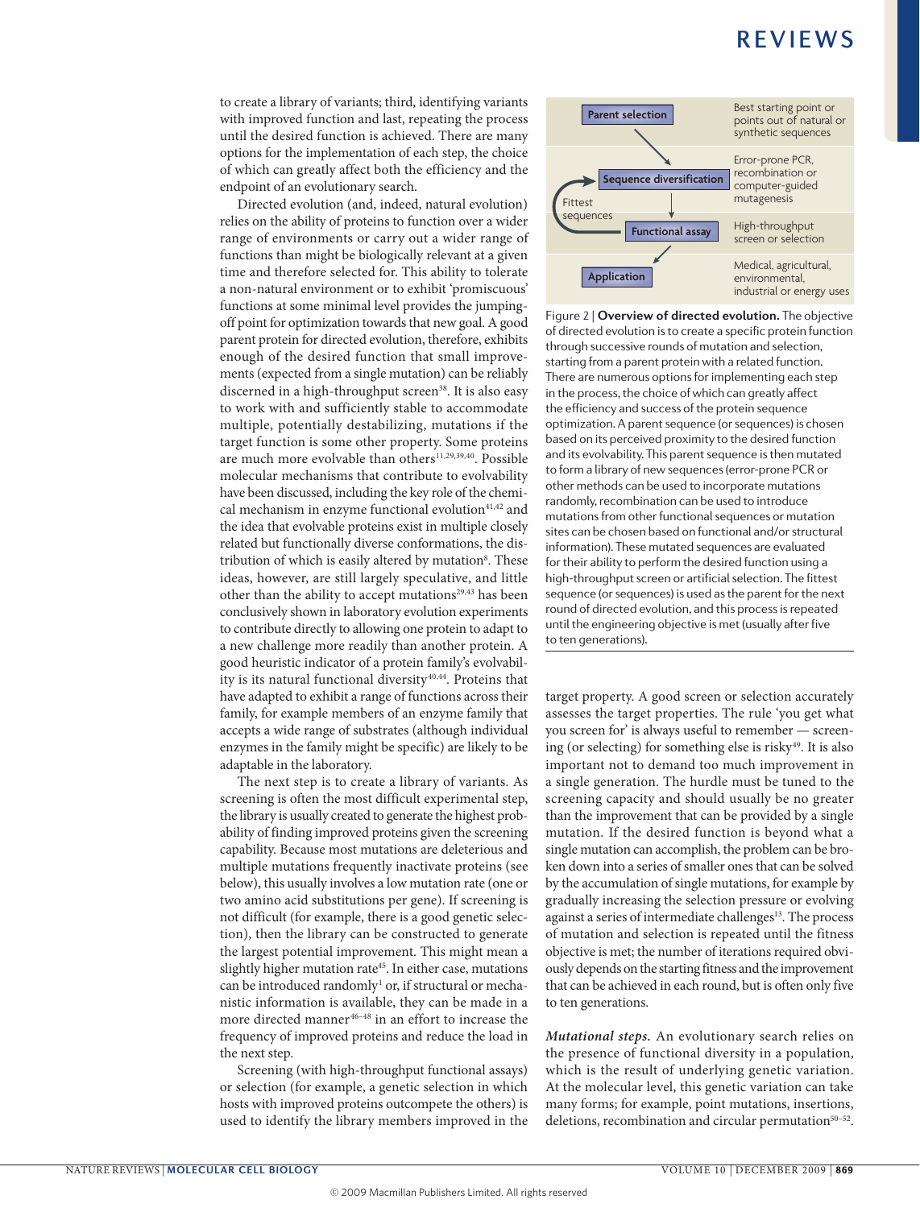to create a library of variants; third, identifying variants with improved function and last, repeating the process until the desired function is achieved. There are many options for the implementation of each step, the choice of which can greatly affect both the efficiency and the endpoint of an evolutionary search.

Directed evolution (and, indeed, natural evolution) relies on the ability of proteins to function over a wider range of environments or carry out a wider range of functions than might be biologically relevant at a given time and therefore selected for. This ability to tolerate a non-natural environment or to exhibit 'promiscuous' functions at some minimal level provides the jumping-off point for optimization towards that new goal. A good parent protein for directed evolution, therefore, exhibits enough of the desired function that small improvements (expected from a single mutation) can be reliably discerned in a high-throughput screen[38]. It is also easy to work with and sufficiently stable to accommodate multiple, potentially destabilizing, mutations if the target function is some other property. Some proteins are much more evolvable than others[11,29,39,40]. Possible molecular mechanisms that contribute to evolvability have been discussed, including the key role of the chemical mechanism in enzyme functional evolution[41,42] and the idea that evolvable proteins exist in multiple closely related but functionally diverse conformations, the distribution of which is easily altered by mutation[8]. These ideas, however, are still largely speculative, and little other than the ability to accept mutations[29,43] has been conclusively shown in laboratory evolution experiments to contribute directly to allowing one protein to adapt to a new challenge more readily than another protein. A good heuristic indicator of a protein family's evolvability is its natural functional diversity[40,44]. Proteins that have adapted to exhibit a range of functions across their family, for example members of an enzyme family that accepts a wide range of substrates (although individual enzymes in the family might be specific) are likely to be adaptable in the laboratory.

The next step is to create a library of variants. As screening is often the most difficult experimental step, the library is usually created to generate the highest probability of finding improved proteins given the screening capability. Because most mutations are deleterious and multiple mutations frequently inactivate proteins (see below), this usually involves a low mutation rate (one or two amino acid substitutions per gene). If screening is not difficult (for example, there is a good genetic selection), then the library can be constructed to generate the largest potential improvement. This might mean a slightly higher mutation rate[45]. In either case, mutations can be introduced randomly[1] or, if structural or mechanistic information is available, they can be made in a more directed manner[46–48] in an effort to increase the frequency of improved proteins and reduce the load in the next step.

Screening (with high-throughput functional assays) or selection (for example, a genetic selection in which hosts with improved proteins outcompete the others) is used to identify the library members improved in the target property. A good screen or selection accurately assesses the target properties. The rule 'you get what you screen for' is always useful to remember — screening (or selecting) for something else is risky[49]. It is also important not to demand too much improvement in a single generation. The hurdle must be tuned to the screening capacity and should usually be no greater than the improvement that can be provided by a single mutation. If the desired function is beyond what a single mutation can accomplish, the problem can be broken down into a series of smaller ones that can be solved by the accumulation of single mutations, for example by gradually increasing the selection pressure or evolving against a series of intermediate challenges[13]. The process of mutation and selection is repeated until the fitness objective is met; the number of iterations required obviously depends on the starting fitness and the improvement that can be achieved in each round, but is often only five to ten generations.

Parent selection — Best starting point or points out of natural or synthetic sequences

Sequence diversification — Error-prone PCR, recombination or computer-guided mutagenesis

Fittest sequences

Functional assay — High-throughput screen or selection

Application — Medical, agricultural, environmental, industrial or energy uses

Figure 2 | **Overview of directed evolution.** The objective of directed evolution is to create a specific protein function through successive rounds of mutation and selection, starting from a parent protein with a related function. There are numerous options for implementing each step in the process, the choice of which can greatly affect the efficiency and success of the protein sequence optimization. A parent sequence (or sequences) is chosen based on its perceived proximity to the desired function and its evolvability. This parent sequence is then mutated to form a library of new sequences (error-prone PCR or other methods can be used to incorporate mutations randomly, recombination can be used to introduce mutations from other functional sequences or mutation sites can be chosen based on functional and/or structural information). These mutated sequences are evaluated for their ability to perform the desired function using a high-throughput screen or artificial selection. The fittest sequence (or sequences) is used as the parent for the next round of directed evolution, and this process is repeated until the engineering objective is met (usually after five to ten generations).

*Mutational steps.* An evolutionary search relies on the presence of functional diversity in a population, which is the result of underlying genetic variation. At the molecular level, this genetic variation can take many forms; for example, point mutations, insertions, deletions, recombination and circular permutation[50–52].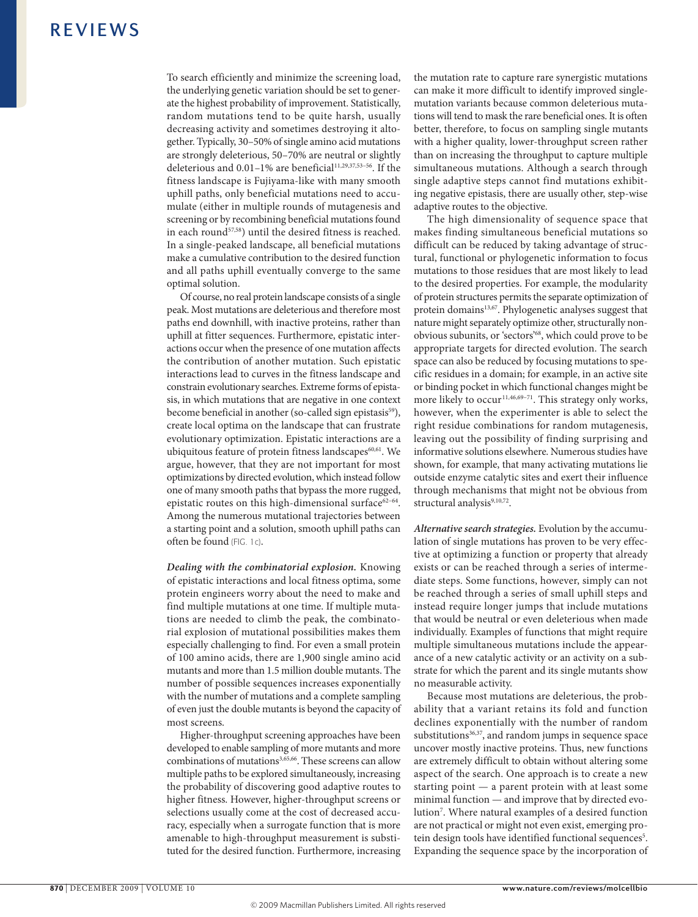To search efficiently and minimize the screening load, the underlying genetic variation should be set to generate the highest probability of improvement. Statistically, random mutations tend to be quite harsh, usually decreasing activity and sometimes destroying it altogether. Typically, 30–50% of single amino acid mutations are strongly deleterious, 50–70% are neutral or slightly deleterious and 0.01–1% are beneficial[11,29,37,53–56]. If the fitness landscape is Fujiyama-like with many smooth uphill paths, only beneficial mutations need to accumulate (either in multiple rounds of mutagenesis and screening or by recombining beneficial mutations found in each round[57,58]) until the desired fitness is reached. In a single-peaked landscape, all beneficial mutations make a cumulative contribution to the desired function and all paths uphill eventually converge to the same optimal solution.

Of course, no real protein landscape consists of a single peak. Most mutations are deleterious and therefore most paths end downhill, with inactive proteins, rather than uphill at fitter sequences. Furthermore, epistatic interactions occur when the presence of one mutation affects the contribution of another mutation. Such epistatic interactions lead to curves in the fitness landscape and constrain evolutionary searches. Extreme forms of epistasis, in which mutations that are negative in one context become beneficial in another (so-called sign epistasis[59]), create local optima on the landscape that can frustrate evolutionary optimization. Epistatic interactions are a ubiquitous feature of protein fitness landscapes[60,61]. We argue, however, that they are not important for most optimizations by directed evolution, which instead follow one of many smooth paths that bypass the more rugged, epistatic routes on this high-dimensional surface[62–64]. Among the numerous mutational trajectories between a starting point and a solution, smooth uphill paths can often be found (FIG. 1c).

***Dealing with the combinatorial explosion.*** Knowing of epistatic interactions and local fitness optima, some protein engineers worry about the need to make and find multiple mutations at one time. If multiple mutations are needed to climb the peak, the combinatorial explosion of mutational possibilities makes them especially challenging to find. For even a small protein of 100 amino acids, there are 1,900 single amino acid mutants and more than 1.5 million double mutants. The number of possible sequences increases exponentially with the number of mutations and a complete sampling of even just the double mutants is beyond the capacity of most screens.

Higher-throughput screening approaches have been developed to enable sampling of more mutants and more combinations of mutations[3,65,66]. These screens can allow multiple paths to be explored simultaneously, increasing the probability of discovering good adaptive routes to higher fitness. However, higher-throughput screens or selections usually come at the cost of decreased accuracy, especially when a surrogate function that is more amenable to high-throughput measurement is substituted for the desired function. Furthermore, increasing the mutation rate to capture rare synergistic mutations can make it more difficult to identify improved single-mutation variants because common deleterious mutations will tend to mask the rare beneficial ones. It is often better, therefore, to focus on sampling single mutants with a higher quality, lower-throughput screen rather than on increasing the throughput to capture multiple simultaneous mutations. Although a search through single adaptive steps cannot find mutations exhibiting negative epistasis, there are usually other, step-wise adaptive routes to the objective.

The high dimensionality of sequence space that makes finding simultaneous beneficial mutations so difficult can be reduced by taking advantage of structural, functional or phylogenetic information to focus mutations to those residues that are most likely to lead to the desired properties. For example, the modularity of protein structures permits the separate optimization of protein domains[13,67]. Phylogenetic analyses suggest that nature might separately optimize other, structurally non-obvious subunits, or 'sectors'[68], which could prove to be appropriate targets for directed evolution. The search space can also be reduced by focusing mutations to specific residues in a domain; for example, in an active site or binding pocket in which functional changes might be more likely to occur[11,46,69–71]. This strategy only works, however, when the experimenter is able to select the right residue combinations for random mutagenesis, leaving out the possibility of finding surprising and informative solutions elsewhere. Numerous studies have shown, for example, that many activating mutations lie outside enzyme catalytic sites and exert their influence through mechanisms that might not be obvious from structural analysis[9,10,72].

***Alternative search strategies.*** Evolution by the accumulation of single mutations has proven to be very effective at optimizing a function or property that already exists or can be reached through a series of intermediate steps. Some functions, however, simply can not be reached through a series of small uphill steps and instead require longer jumps that include mutations that would be neutral or even deleterious when made individually. Examples of functions that might require multiple simultaneous mutations include the appearance of a new catalytic activity or an activity on a substrate for which the parent and its single mutants show no measurable activity.

Because most mutations are deleterious, the probability that a variant retains its fold and function declines exponentially with the number of random substitutions[36,37], and random jumps in sequence space uncover mostly inactive proteins. Thus, new functions are extremely difficult to obtain without altering some aspect of the search. One approach is to create a new starting point — a parent protein with at least some minimal function — and improve that by directed evolution[7]. Where natural examples of a desired function are not practical or might not even exist, emerging protein design tools have identified functional sequences[5]. Expanding the sequence space by the incorporation of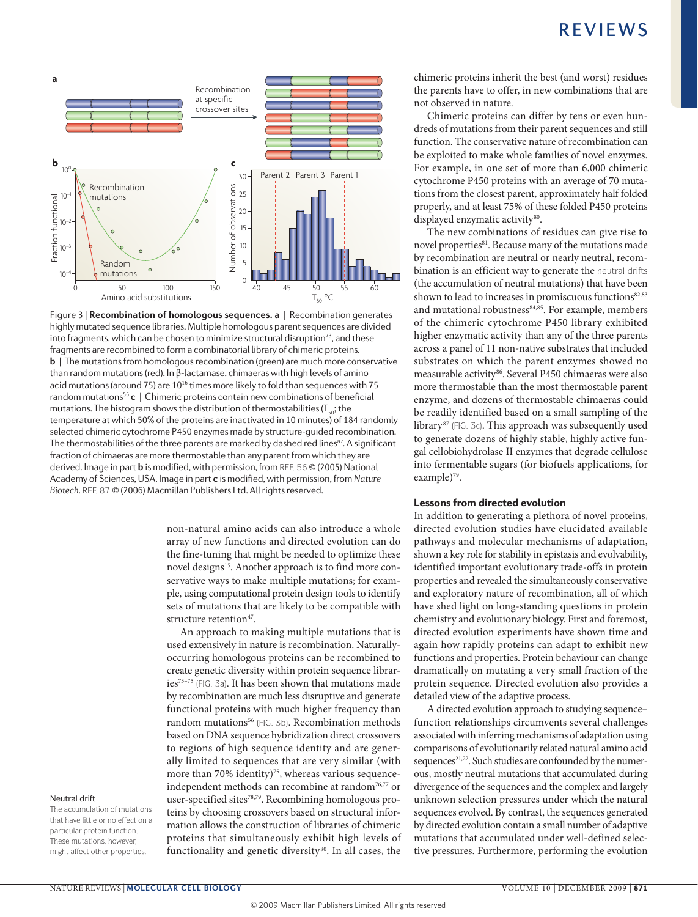Figure 3 | **Recombination of homologous sequences. a** | Recombination generates highly mutated sequence libraries. Multiple homologous parent sequences are divided into fragments, which can be chosen to minimize structural disruption[73], and these fragments are recombined to form a combinatorial library of chimeric proteins. **b** | The mutations from homologous recombination (green) are much more conservative than random mutations (red). In β-lactamase, chimaeras with high levels of amino acid mutations (around 75) are $10^{16}$ times more likely to fold than sequences with 75 random mutations[56] **c** | Chimeric proteins contain new combinations of beneficial mutations. The histogram shows the distribution of thermostabilities ($T_{50}$; the temperature at which 50% of the proteins are inactivated in 10 minutes) of 184 randomly selected chimeric cytochrome P450 enzymes made by structure-guided recombination. The thermostabilities of the three parents are marked by dashed red lines[87]. A significant fraction of chimaeras are more thermostable than any parent from which they are derived. Image in part **b** is modified, with permission, from REF. 56 © (2005) National Academy of Sciences, USA. Image in part **c** is modified, with permission, from *Nature Biotech.* REF. 87 © (2006) Macmillan Publishers Ltd. All rights reserved.

non-natural amino acids can also introduce a whole array of new functions and directed evolution can do the fine-tuning that might be needed to optimize these novel designs[15]. Another approach is to find more conservative ways to make multiple mutations; for example, using computational protein design tools to identify sets of mutations that are likely to be compatible with structure retention[47].

An approach to making multiple mutations that is used extensively in nature is recombination. Naturally-occurring homologous proteins can be recombined to create genetic diversity within protein sequence libraries[73–75] (FIG. 3a). It has been shown that mutations made by recombination are much less disruptive and generate functional proteins with much higher frequency than random mutations[56] (FIG. 3b). Recombination methods based on DNA sequence hybridization direct crossovers to regions of high sequence identity and are generally limited to sequences that are very similar (with more than 70% identity)[75], whereas various sequence-independent methods can recombine at random[76,77] or user-specified sites[78,79]. Recombining homologous proteins by choosing crossovers based on structural information allows the construction of libraries of chimeric proteins that simultaneously exhibit high levels of functionality and genetic diversity[80]. In all cases, the chimeric proteins inherit the best (and worst) residues the parents have to offer, in new combinations that are not observed in nature.

Chimeric proteins can differ by tens or even hundreds of mutations from their parent sequences and still function. The conservative nature of recombination can be exploited to make whole families of novel enzymes. For example, in one set of more than 6,000 chimeric cytochrome P450 proteins with an average of 70 mutations from the closest parent, approximately half folded properly, and at least 75% of these folded P450 proteins displayed enzymatic activity[80].

The new combinations of residues can give rise to novel properties[81]. Because many of the mutations made by recombination are neutral or nearly neutral, recombination is an efficient way to generate the neutral drifts (the accumulation of neutral mutations) that have been shown to lead to increases in promiscuous functions[82,83] and mutational robustness[84,85]. For example, members of the chimeric cytochrome P450 library exhibited higher enzymatic activity than any of the three parents across a panel of 11 non-native substrates that included substrates on which the parent enzymes showed no measurable activity[86]. Several P450 chimaeras were also more thermostable than the most thermostable parent enzyme, and dozens of thermostable chimaeras could be readily identified based on a small sampling of the library[87] (FIG. 3c). This approach was subsequently used to generate dozens of highly stable, highly active fungal cellobiohydrolase II enzymes that degrade cellulose into fermentable sugars (for biofuels applications, for example)[79].

**Neutral drift**
The accumulation of mutations that have little or no effect on a particular protein function. These mutations, however, might affect other properties.

## Lessons from directed evolution

In addition to generating a plethora of novel proteins, directed evolution studies have elucidated available pathways and molecular mechanisms of adaptation, shown a key role for stability in epistasis and evolvability, identified important evolutionary trade-offs in protein properties and revealed the simultaneously conservative and exploratory nature of recombination, all of which have shed light on long-standing questions in protein chemistry and evolutionary biology. First and foremost, directed evolution experiments have shown time and again how rapidly proteins can adapt to exhibit new functions and properties. Protein behaviour can change dramatically on mutating a very small fraction of the protein sequence. Directed evolution also provides a detailed view of the adaptive process.

A directed evolution approach to studying sequence–function relationships circumvents several challenges associated with inferring mechanisms of adaptation using comparisons of evolutionarily related natural amino acid sequences[21,22]. Such studies are confounded by the numerous, mostly neutral mutations that accumulated during divergence of the sequences and the complex and largely unknown selection pressures under which the natural sequences evolved. By contrast, the sequences generated by directed evolution contain a small number of adaptive mutations that accumulated under well-defined selective pressures. Furthermore, performing the evolution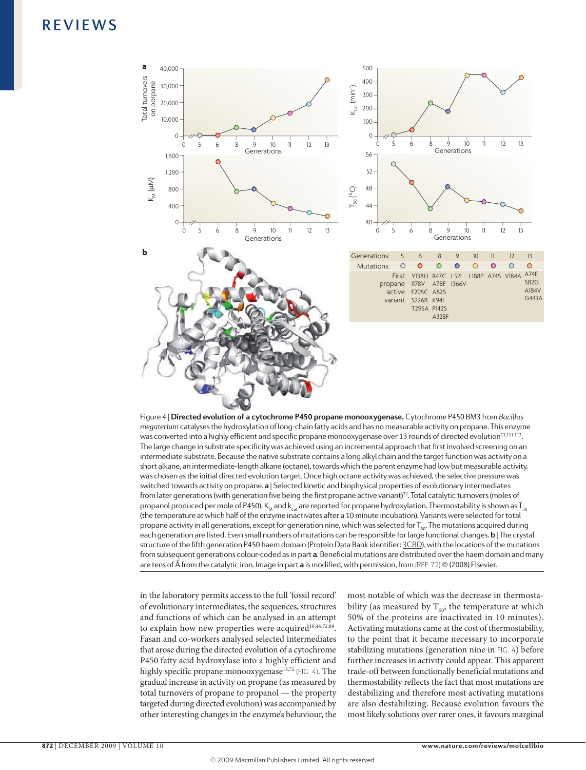| Generations: | 5 | 6 | 8 | 9 | 10 | 11 | 12 | 13 |
|---|---|---|---|---|---|---|---|---|
| Mutations: | ○ | ○ | ○ | ○ | ○ | ○ | ○ | ○ |
| | First propane active variant | Y138H I178V F205C S226R T295A | R47C A78F A82S K94I P142S A328F | L52I I366V | L188P | A74S | V184A | A74E S82G A184V G443A |

Figure 4 | **Directed evolution of a cytochrome P450 propane monooxygenase.** Cytochrome P450 BM3 from *Bacillus megaterium* catalyses the hydroxylation of long-chain fatty acids and has no measurable activity on propane. This enzyme was converted into a highly efficient and specific propane monooxygenase over 13 rounds of directed evolution[13,111,112]. The large change in substrate specificity was achieved using an incremental approach that first involved screening on an intermediate substrate. Because the native substrate contains a long alkyl chain and the target function was activity on a short alkane, an intermediate-length alkane (octane), towards which the parent enzyme had low but measurable activity, was chosen as the initial directed evolution target. Once high octane activity was achieved, the selective pressure was switched towards activity on propane. **a** | Selected kinetic and biophysical properties of evolutionary intermediates from later generations (with generation five being the first propane active variant)[72]. Total catalytic turnovers (moles of propanol produced per mole of P450), $K_M$ and $k_{cat}$ are reported for propane hydroxylation. Thermostability is shown as $T_{50}$ (the temperature at which half of the enzyme inactivates after a 10 minute incubation). Variants were selected for total propane activity in all generations, except for generation nine, which was selected for $T_{50}$. The mutations acquired during each generation are listed. Even small numbers of mutations can be responsible for large functional changes. **b** | The crystal structure of the fifth generation P450 haem domain (Protein Data Bank identifier: 3CBD), with the locations of the mutations from subsequent generations colour-coded as in part **a**. Beneficial mutations are distributed over the haem domain and many are tens of Å from the catalytic iron. Image in part **a** is modified, with permission, from (REF. 72) © (2008) Elsevier.

in the laboratory permits access to the full 'fossil record' of evolutionary intermediates, the sequences, structures and functions of which can be analysed in an attempt to explain how new properties were acquired[10,44,72,88]. Fasan and co-workers analysed selected intermediates that arose during the directed evolution of a cytochrome P450 fatty acid hydroxylase into a highly efficient and highly specific propane monooxygenase[13,72] (FIG. 4). The gradual increase in activity on propane (as measured by total turnovers of propane to propanol — the property targeted during directed evolution) was accompanied by other interesting changes in the enzyme's behaviour, the most notable of which was the decrease in thermostability (as measured by $T_{50}$; the temperature at which 50% of the proteins are inactivated in 10 minutes). Activating mutations came at the cost of thermostability, to the point that it became necessary to incorporate stabilizing mutations (generation nine in FIG. 4) before further increases in activity could appear. This apparent trade-off between functionally beneficial mutations and thermostability reflects the fact that most mutations are destabilizing and therefore most activating mutations are also destabilizing. Because evolution favours the most likely solutions over rarer ones, it favours marginal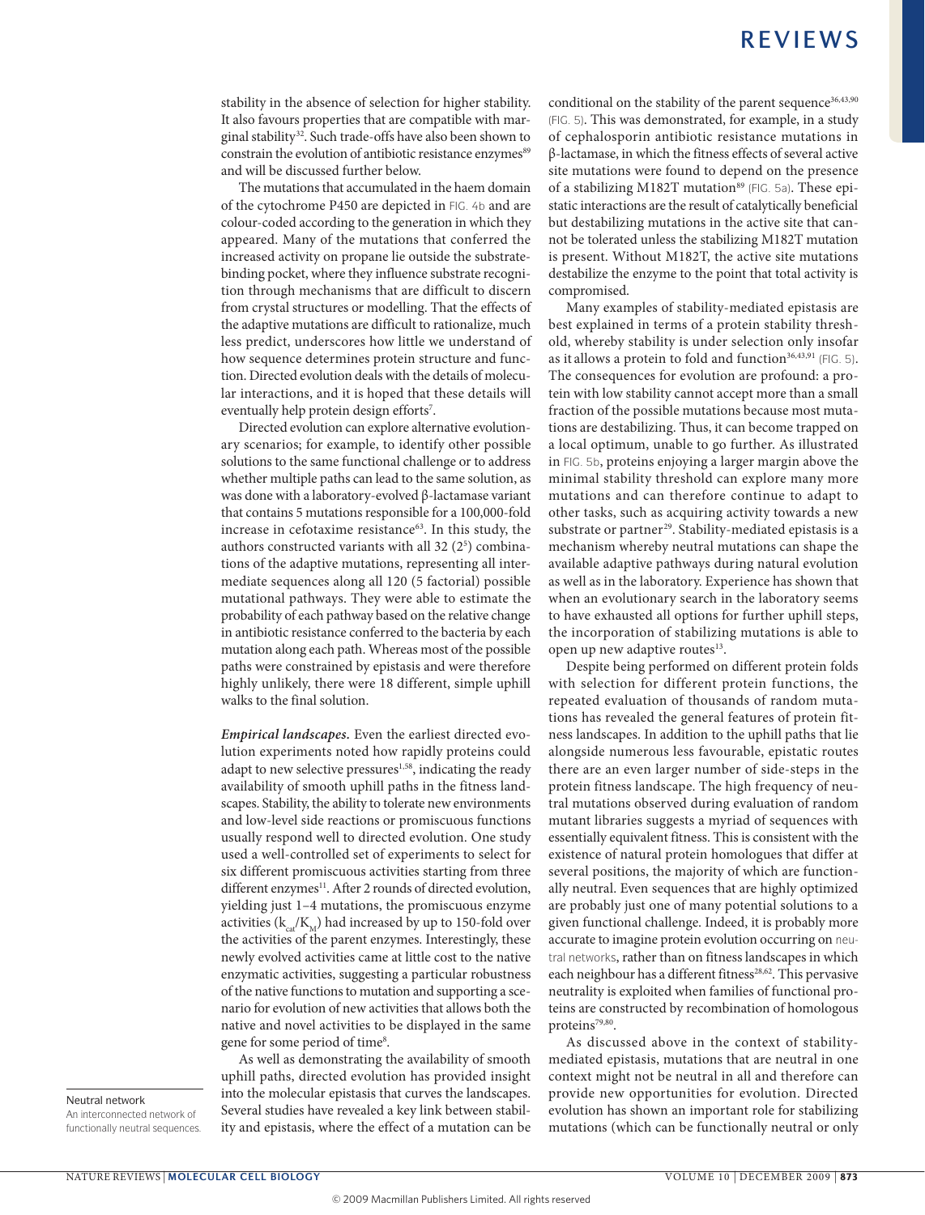stability in the absence of selection for higher stability. It also favours properties that are compatible with marginal stability[32]. Such trade-offs have also been shown to constrain the evolution of antibiotic resistance enzymes[89] and will be discussed further below.

The mutations that accumulated in the haem domain of the cytochrome P450 are depicted in FIG. 4b and are colour-coded according to the generation in which they appeared. Many of the mutations that conferred the increased activity on propane lie outside the substrate-binding pocket, where they influence substrate recognition through mechanisms that are difficult to discern from crystal structures or modelling. That the effects of the adaptive mutations are difficult to rationalize, much less predict, underscores how little we understand of how sequence determines protein structure and function. Directed evolution deals with the details of molecular interactions, and it is hoped that these details will eventually help protein design efforts[7].

Directed evolution can explore alternative evolutionary scenarios; for example, to identify other possible solutions to the same functional challenge or to address whether multiple paths can lead to the same solution, as was done with a laboratory-evolved β-lactamase variant that contains 5 mutations responsible for a 100,000-fold increase in cefotaxime resistance[63]. In this study, the authors constructed variants with all 32 ($2^5$) combinations of the adaptive mutations, representing all intermediate sequences along all 120 (5 factorial) possible mutational pathways. They were able to estimate the probability of each pathway based on the relative change in antibiotic resistance conferred to the bacteria by each mutation along each path. Whereas most of the possible paths were constrained by epistasis and were therefore highly unlikely, there were 18 different, simple uphill walks to the final solution.

***Empirical landscapes.*** Even the earliest directed evolution experiments noted how rapidly proteins could adapt to new selective pressures[1,58], indicating the ready availability of smooth uphill paths in the fitness landscapes. Stability, the ability to tolerate new environments and low-level side reactions or promiscuous functions usually respond well to directed evolution. One study used a well-controlled set of experiments to select for six different promiscuous activities starting from three different enzymes[11]. After 2 rounds of directed evolution, yielding just 1–4 mutations, the promiscuous enzyme activities ($k_{cat}/K_M$) had increased by up to 150-fold over the activities of the parent enzymes. Interestingly, these newly evolved activities came at little cost to the native enzymatic activities, suggesting a particular robustness of the native functions to mutation and supporting a scenario for evolution of new activities that allows both the native and novel activities to be displayed in the same gene for some period of time[8].

As well as demonstrating the availability of smooth uphill paths, directed evolution has provided insight into the molecular epistasis that curves the landscapes. Several studies have revealed a key link between stability and epistasis, where the effect of a mutation can be conditional on the stability of the parent sequence[36,43,90] (FIG. 5). This was demonstrated, for example, in a study of cephalosporin antibiotic resistance mutations in β-lactamase, in which the fitness effects of several active site mutations were found to depend on the presence of a stabilizing M182T mutation[89] (FIG. 5a). These epistatic interactions are the result of catalytically beneficial but destabilizing mutations in the active site that cannot be tolerated unless the stabilizing M182T mutation is present. Without M182T, the active site mutations destabilize the enzyme to the point that total activity is compromised.

Many examples of stability-mediated epistasis are best explained in terms of a protein stability threshold, whereby stability is under selection only insofar as it allows a protein to fold and function[36,43,91] (FIG. 5). The consequences for evolution are profound: a protein with low stability cannot accept more than a small fraction of the possible mutations because most mutations are destabilizing. Thus, it can become trapped on a local optimum, unable to go further. As illustrated in FIG. 5b, proteins enjoying a larger margin above the minimal stability threshold can explore many more mutations and can therefore continue to adapt to other tasks, such as acquiring activity towards a new substrate or partner[29]. Stability-mediated epistasis is a mechanism whereby neutral mutations can shape the available adaptive pathways during natural evolution as well as in the laboratory. Experience has shown that when an evolutionary search in the laboratory seems to have exhausted all options for further uphill steps, the incorporation of stabilizing mutations is able to open up new adaptive routes[13].

Despite being performed on different protein folds with selection for different protein functions, the repeated evaluation of thousands of random mutations has revealed the general features of protein fitness landscapes. In addition to the uphill paths that lie alongside numerous less favourable, epistatic routes there are an even larger number of side-steps in the protein fitness landscape. The high frequency of neutral mutations observed during evaluation of random mutant libraries suggests a myriad of sequences with essentially equivalent fitness. This is consistent with the existence of natural protein homologues that differ at several positions, the majority of which are functionally neutral. Even sequences that are highly optimized are probably just one of many potential solutions to a given functional challenge. Indeed, it is probably more accurate to imagine protein evolution occurring on neutral networks, rather than on fitness landscapes in which each neighbour has a different fitness[28,62]. This pervasive neutrality is exploited when families of functional proteins are constructed by recombination of homologous proteins[79,80].

As discussed above in the context of stability-mediated epistasis, mutations that are neutral in one context might not be neutral in all and therefore can provide new opportunities for evolution. Directed evolution has shown an important role for stabilizing mutations (which can be functionally neutral or only

**Neutral network**
An interconnected network of functionally neutral sequences.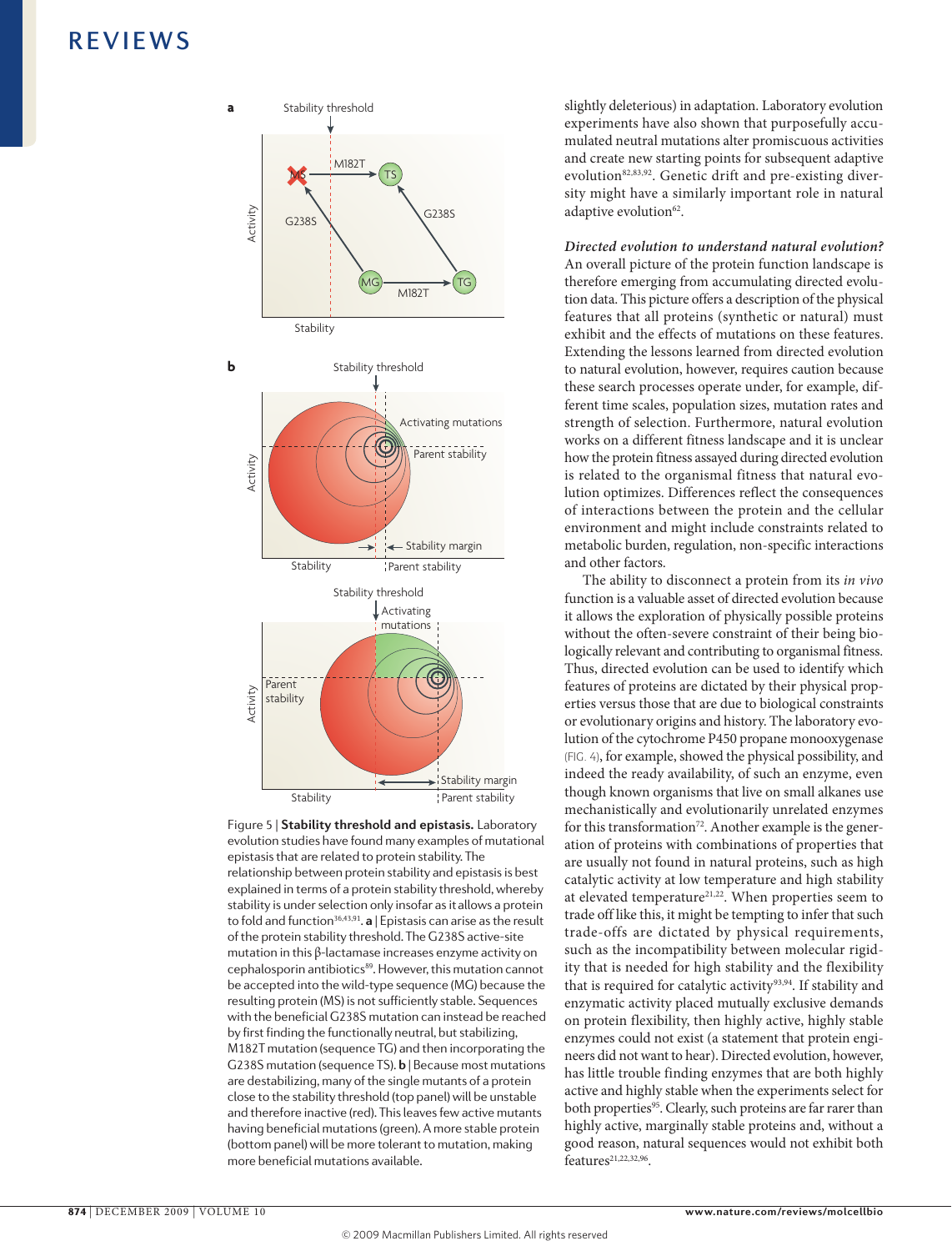Figure 5 | **Stability threshold and epistasis.** Laboratory evolution studies have found many examples of mutational epistasis that are related to protein stability. The relationship between protein stability and epistasis is best explained in terms of a protein stability threshold, whereby stability is under selection only insofar as it allows a protein to fold and function[36,43,91]. **a** | Epistasis can arise as the result of the protein stability threshold. The G238S active-site mutation in this β-lactamase increases enzyme activity on cephalosporin antibiotics[89]. However, this mutation cannot be accepted into the wild-type sequence (MG) because the resulting protein (MS) is not sufficiently stable. Sequences with the beneficial G238S mutation can instead be reached by first finding the functionally neutral, but stabilizing, M182T mutation (sequence TG) and then incorporating the G238S mutation (sequence TS). **b** | Because most mutations are destabilizing, many of the single mutants of a protein close to the stability threshold (top panel) will be unstable and therefore inactive (red). This leaves few active mutants having beneficial mutations (green). A more stable protein (bottom panel) will be more tolerant to mutation, making more beneficial mutations available.

slightly deleterious) in adaptation. Laboratory evolution experiments have also shown that purposefully accumulated neutral mutations alter promiscuous activities and create new starting points for subsequent adaptive evolution[82,83,92]. Genetic drift and pre-existing diversity might have a similarly important role in natural adaptive evolution[62].

***Directed evolution to understand natural evolution?***
An overall picture of the protein function landscape is therefore emerging from accumulating directed evolution data. This picture offers a description of the physical features that all proteins (synthetic or natural) must exhibit and the effects of mutations on these features. Extending the lessons learned from directed evolution to natural evolution, however, requires caution because these search processes operate under, for example, different time scales, population sizes, mutation rates and strength of selection. Furthermore, natural evolution works on a different fitness landscape and it is unclear how the protein fitness assayed during directed evolution is related to the organismal fitness that natural evolution optimizes. Differences reflect the consequences of interactions between the protein and the cellular environment and might include constraints related to metabolic burden, regulation, non-specific interactions and other factors.

The ability to disconnect a protein from its *in vivo* function is a valuable asset of directed evolution because it allows the exploration of physically possible proteins without the often-severe constraint of their being biologically relevant and contributing to organismal fitness. Thus, directed evolution can be used to identify which features of proteins are dictated by their physical properties versus those that are due to biological constraints or evolutionary origins and history. The laboratory evolution of the cytochrome P450 propane monooxygenase (FIG. 4), for example, showed the physical possibility, and indeed the ready availability, of such an enzyme, even though known organisms that live on small alkanes use mechanistically and evolutionarily unrelated enzymes for this transformation[72]. Another example is the generation of proteins with combinations of properties that are usually not found in natural proteins, such as high catalytic activity at low temperature and high stability at elevated temperature[21,22]. When properties seem to trade off like this, it might be tempting to infer that such trade-offs are dictated by physical requirements, such as the incompatibility between molecular rigidity that is needed for high stability and the flexibility that is required for catalytic activity[93,94]. If stability and enzymatic activity placed mutually exclusive demands on protein flexibility, then highly active, highly stable enzymes could not exist (a statement that protein engineers did not want to hear). Directed evolution, however, has little trouble finding enzymes that are both highly active and highly stable when the experiments select for both properties[95]. Clearly, such proteins are far rarer than highly active, marginally stable proteins and, without a good reason, natural sequences would not exhibit both features[21,22,32,96].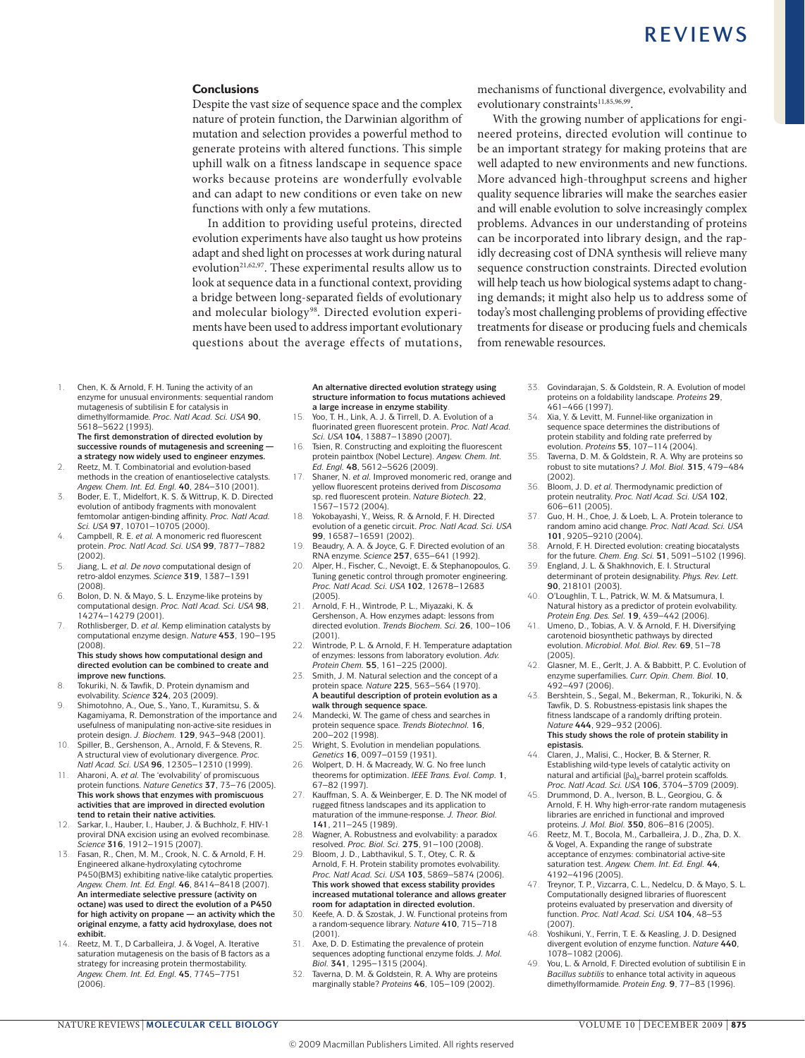## Conclusions

Despite the vast size of sequence space and the complex nature of protein function, the Darwinian algorithm of mutation and selection provides a powerful method to generate proteins with altered functions. This simple uphill walk on a fitness landscape in sequence space works because proteins are wonderfully evolvable and can adapt to new conditions or even take on new functions with only a few mutations.

In addition to providing useful proteins, directed evolution experiments have also taught us how proteins adapt and shed light on processes at work during natural evolution[21,62,97]. These experimental results allow us to look at sequence data in a functional context, providing a bridge between long-separated fields of evolutionary and molecular biology[98]. Directed evolution experiments have been used to address important evolutionary questions about the average effects of mutations, mechanisms of functional divergence, evolvability and evolutionary constraints[11,85,96,99].

With the growing number of applications for engineered proteins, directed evolution will continue to be an important strategy for making proteins that are well adapted to new environments and new functions. More advanced high-throughput screens and higher quality sequence libraries will make the searches easier and will enable evolution to solve increasingly complex problems. Advances in our understanding of proteins can be incorporated into library design, and the rapidly decreasing cost of DNA synthesis will relieve many sequence construction constraints. Directed evolution will help teach us how biological systems adapt to changing demands; it might also help us to address some of today's most challenging problems of providing effective treatments for disease or producing fuels and chemicals from renewable resources.

1. Chen, K. & Arnold, F. H. Tuning the activity of an enzyme for unusual environments: sequential random mutagenesis of subtilisin E for catalysis in dimethylformamide. *Proc. Natl Acad. Sci. USA* **90**, 5618–5622 (1993).
**The first demonstration of directed evolution by successive rounds of mutagenesis and screening — a strategy now widely used to engineer enzymes.**
2. Reetz, M. T. Combinatorial and evolution-based methods in the creation of enantioselective catalysts. *Angew. Chem. Int. Ed. Engl.* **40**, 284–310 (2001).
3. Boder, E. T., Midelfort, K. S. & Wittrup, K. D. Directed evolution of antibody fragments with monovalent femtomolar antigen-binding affinity. *Proc. Natl Acad. Sci. USA* **97**, 10701–10705 (2000).
4. Campbell, R. E. *et al.* A monomeric red fluorescent protein. *Proc. Natl Acad. Sci. USA* **99**, 7877–7882 (2002).
5. Jiang, L. *et al. De novo* computational design of retro-aldol enzymes. *Science* **319**, 1387–1391 (2008).
6. Bolon, D. N. & Mayo, S. L. Enzyme-like proteins by computational design. *Proc. Natl Acad. Sci. USA* **98**, 14274–14279 (2001).
7. Rothlisberger, D. *et al.* Kemp elimination catalysts by computational enzyme design. *Nature* **453**, 190–195 (2008).
**This study shows how computational design and directed evolution can be combined to create and improve new functions.**
8. Tokuriki, N. & Tawfik, D. Protein dynamism and evolvability. *Science* **324**, 203 (2009).
9. Shimotohno, A., Oue, S., Yano, T., Kuramitsu, S. & Kagamiyama, R. Demonstration of the importance and usefulness of manipulating non-active-site residues in protein design. *J. Biochem.* **129**, 943–948 (2001).
10. Spiller, B., Gershenson, A., Arnold, F. & Stevens, R. A structural view of evolutionary divergence. *Proc. Natl Acad. Sci. USA* **96**, 12305–12310 (1999).
11. Aharoni, A. *et al.* The 'evolvability' of promiscuous protein functions. *Nature Genetics* **37**, 73–76 (2005).
**This work shows that enzymes with promiscuous activities that are improved in directed evolution tend to retain their native activities.**
12. Sarkar, I., Hauber, I., Hauber, J. & Buchholz, F. HIV-1 proviral DNA excision using an evolved recombinase. *Science* **316**, 1912–1915 (2007).
13. Fasan, R., Chen, M. M., Crook, N. C. & Arnold, F. H. Engineered alkane-hydroxylating cytochrome P450(BM3) exhibiting native-like catalytic properties. *Angew. Chem. Int. Ed. Engl.* **46**, 8414–8418 (2007).
**An intermediate selective pressure (activity on octane) was used to direct the evolution of a P450 for high activity on propane — an activity which the original enzyme, a fatty acid hydroxylase, does not exhibit.**
14. Reetz, M. T., D Carballeira, J. D. & Vogel, A. Iterative saturation mutagenesis on the basis of B factors as a strategy for increasing protein thermostability. *Angew. Chem. Int. Ed. Engl.* **45**, 7745–7751 (2006).
**An alternative directed evolution strategy using structure information to focus mutations achieved a large increase in enzyme stability.**
15. Yoo, T. H., Link, A. J. & Tirrell, D. A. Evolution of a fluorinated green fluorescent protein. *Proc. Natl Acad. Sci. USA* **104**, 13887–13890 (2007).
16. Tsien, R. Constructing and exploiting the fluorescent protein paintbox (Nobel Lecture). *Angew. Chem. Int. Ed. Engl.* **48**, 5612–5626 (2009).
17. Shaner, N. *et al.* Improved monomeric red, orange and yellow fluorescent proteins derived from *Discosoma* sp. red fluorescent protein. *Nature Biotech.* **22**, 1567–1572 (2004).
18. Yokobayashi, Y., Weiss, R. & Arnold, F. H. Directed evolution of a genetic circuit. *Proc. Natl Acad. Sci. USA* **99**, 16587–16591 (2002).
19. Beaudry, A. A. & Joyce, G. F. Directed evolution of an RNA enzyme. *Science* **257**, 635–641 (1992).
20. Alper, H., Fischer, C., Nevoigt, E. & Stephanopoulos, G. Tuning genetic control through promoter engineering. *Proc. Natl Acad. Sci. USA* **102**, 12678–12683 (2005).
21. Arnold, F. H., Wintrode, P. L., Miyazaki, K. & Gershenson, A. How enzymes adapt: lessons from directed evolution. *Trends Biochem. Sci.* **26**, 100–106 (2001).
22. Wintrode, P. L. & Arnold, F. H. Temperature adaptation of enzymes: lessons from laboratory evolution. *Adv. Protein Chem.* **55**, 161–225 (2000).
23. Smith, J. M. Natural selection and the concept of a protein space. *Nature* **225**, 563–564 (1970).
**A beautiful description of protein evolution as a walk through sequence space.**
24. Mandecki, W. The game of chess and searches in protein sequence space. *Trends Biotechnol.* **16**, 200–202 (1998).
25. Wright, S. Evolution in mendelian populations. *Genetics* **16**, 0097–0159 (1931).
26. Wolpert, D. H. & Macready, W. G. No free lunch theorems for optimization. *IEEE Trans. Evol. Comp.* **1**, 67–82 (1997).
27. Kauffman, S. A. & Weinberger, E. D. The NK model of rugged fitness landscapes and its application to maturation of the immune-response. *J. Theor. Biol.* **141**, 211–245 (1989).
28. Wagner, A. Robustness and evolvability: a paradox resolved. *Proc. Biol. Sci.* **275**, 91–100 (2008).
29. Bloom, J. D., Labthavikul, S. T., Otey, C. R. & Arnold, F. H. Protein stability promotes evolvability. *Proc. Natl Acad. Sci. USA* **103**, 5869–5874 (2006).
**This work showed that excess stability provides increased mutational tolerance and allows greater room for adaptation in directed evolution.**
30. Keefe, A. D. & Szostak, J. W. Functional proteins from a random-sequence library. *Nature* **410**, 715–718 (2001).
31. Axe, D. D. Estimating the prevalence of protein sequences adopting functional enzyme folds. *J. Mol. Biol.* **341**, 1295–1315 (2004).
32. Taverna, D. M. & Goldstein, R. A. Why are proteins marginally stable? *Proteins* **46**, 105–109 (2002).
33. Govindarajan, S. & Goldstein, R. A. Evolution of model proteins on a foldability landscape. *Proteins* **29**, 461–466 (1997).
34. Xia, Y. & Levitt, M. Funnel-like organization in sequence space determines the distributions of protein stability and folding rate preferred by evolution. *Proteins* **55**, 107–114 (2004).
35. Taverna, D. M. & Goldstein, R. A. Why are proteins so robust to site mutations? *J. Mol. Biol.* **315**, 479–484 (2002).
36. Bloom, J. D. *et al.* Thermodynamic prediction of protein neutrality. *Proc. Natl Acad. Sci. USA* **102**, 606–611 (2005).
37. Guo, H. H., Choe, J. & Loeb, L. A. Protein tolerance to random amino acid change. *Proc. Natl Acad. Sci. USA* **101**, 9205–9210 (2004).
38. Arnold, F. H. Directed evolution: creating biocatalysts for the future. *Chem. Eng. Sci.* **51**, 5091–5102 (1996).
39. England, J. L. & Shakhnovich, E. I. Structural determinant of protein designability. *Phys. Rev. Lett.* **90**, 218101 (2003).
40. O'Loughlin, T. L., Patrick, W. M. & Matsumura, I. Natural history as a predictor of protein evolvability. *Protein Eng. Des. Sel.* **19**, 439–442 (2006).
41. Umeno, D., Tobias, A. V. & Arnold, F. H. Diversifying carotenoid biosynthetic pathways by directed evolution. *Microbiol. Mol. Biol. Rev.* **69**, 51–78 (2005).
42. Glasner, M. E., Gerlt, J. A. & Babbitt, P. C. Evolution of enzyme superfamilies. *Curr. Opin. Chem. Biol.* **10**, 492–497 (2006).
43. Bershtein, S., Segal, M., Bekerman, R., Tokuriki, N. & Tawfik, D. S. Robustness-epistasis link shapes the fitness landscape of a randomly drifting protein. *Nature* **444**, 929–932 (2006).
**This study shows the role of protein stability in epistasis.**
44. Claren, J., Malisi, C., Hocker, B. & Sterner, R. Establishing wild-type levels of catalytic activity on natural and artificial $(\beta\alpha)_8$-barrel protein scaffolds. *Proc. Natl Acad. Sci. USA* **106**, 3704–3709 (2009).
45. Drummond, D. A., Iverson, B. L., Georgiou, G. & Arnold, F. H. Why high-error-rate random mutagenesis libraries are enriched in functional and improved proteins. *J. Mol. Biol.* **350**, 806–816 (2005).
46. Reetz, M. T., Bocola, M., Carballeira, J. D., Zha, D. X. & Vogel, A. Expanding the range of substrate acceptance of enzymes: combinatorial active-site saturation test. *Angew. Chem. Int. Ed. Engl.* **44**, 4192–4196 (2005).
47. Treynor, T. P., Vizcarra, C. L., Nedelcu, D. & Mayo, S. L. Computationally designed libraries of fluorescent proteins evaluated by preservation and diversity of function. *Proc. Natl Acad. Sci. USA* **104**, 48–53 (2007).
48. Yoshikuni, Y., Ferrin, T. E. & Keasling, J. D. Designed divergent evolution of enzyme function. *Nature* **440**, 1078–1082 (2006).
49. You, L. & Arnold, F. Directed evolution of subtilisin E in *Bacillus subtilis* to enhance total activity in aqueous dimethylformamide. *Protein Eng.* **9**, 77–83 (1996).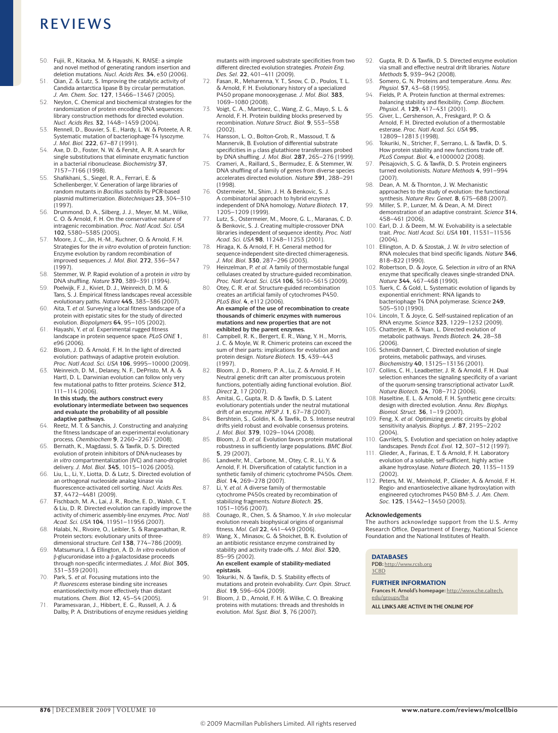50. Fujii, R., Kitaoka, M. & Hayashi, K. RAISE: a simple and novel method of generating random insertion and deletion mutations. *Nucl. Acids Res.* **34**, e30 (2006).
51. Qian, Z. & Lutz, S. Improving the catalytic activity of Candida antarctica lipase B by circular permutation. *J. Am. Chem. Soc.* **127**, 13466–13467 (2005).
52. Neylon, C. Chemical and biochemical strategies for the randomization of protein encoding DNA sequences: library construction methods for directed evolution. *Nucl. Acids Res.* **32**, 1448–1459 (2004).
53. Rennell, D., Bouvier, S. E., Hardy, L. W. & Poteete, A. R. Systematic mutation of bacteriophage-T4 lysozyme. *J. Mol. Biol.* **222**, 67–87 (1991).
54. Axe, D. D., Foster, N. W. & Fersht, A. R. A search for single substitutions that eliminate enzymatic function in a bacterial ribonuclease. *Biochemistry* **37**, 7157–7166 (1998).
55. Shafikhani, S., Siegel, R. A., Ferrari, E. & Schellenberger, V. Generation of large libraries of random mutants in *Bacillus subtilis* by PCR-based plasmid multimerization. *Biotechniques* **23**, 304–310 (1997).
56. Drummond, D. A., Silberg, J. J., Meyer, M. M., Wilke, C. O. & Arnold, F. H. On the conservative nature of intragenic recombination. *Proc. Natl Acad. Sci. USA* **102**, 5380–5385 (2005).
57. Moore, J. C., Jin, H.-M., Kuchner, O. & Arnold, F. H. Strategies for the *in vitro* evolution of protein function: Enzyme evolution by random recombination of improved sequences. *J. Mol. Biol.* **272**, 336–347 (1997).
58. Stemmer, W. P. Rapid evolution of a protein *in vitro* by DNA shuffling. *Nature* **370**, 389–391 (1994).
59. Poelwijk, F. J., Kiviet, D. J., Weinreich, D. M. & Tans, S. J. Empirical fitness landscapes reveal accessible evolutionary paths. *Nature* **445**, 383–386 (2007).
60. Aita, T. *et al.* Surveying a local fitness landscape of a protein with epistatic sites for the study of directed evolution. *Biopolymers* **64**, 95–105 (2002).
61. Hayashi, Y. *et al.* Experimental rugged fitness landscape in protein sequence space. *PLoS ONE* **1**, e96 (2006).
62. Bloom, J. D. & Arnold, F. H. In the light of directed evolution: pathways of adaptive protein evolution. *Proc. Natl Acad. Sci. USA* **106**, 9995–10000 (2009).
63. Weinreich, D. M., Delaney, N. F., DePristo, M. A. & Hartl, D. L. Darwinian evolution can follow only very few mutational paths to fitter proteins. *Science* **312**, 111–114 (2006).
**In this study, the authors construct every evolutionary intermediate between two sequences and evaluate the probability of all possible adaptive pathways.**
64. Reetz, M. T. & Sanchis, J. Constructing and analyzing the fitness landscape of an experimental evolutionary process. *Chembiochem* **9**, 2260–2267 (2008).
65. Bernath, K., Magdassi, S. & Tawfik, D. S. Directed evolution of protein inhibitors of DNA-nucleases by *in vitro* compartmentalization (IVC) and nano-droplet delivery. *J. Mol. Biol.* **345**, 1015–1026 (2005).
66. Liu, L., Li, Y., Liotta, D. & Lutz, S. Directed evolution of an orthogonal nucleoside analog kinase via fluorescence-activated cell sorting. *Nucl. Acids Res.* **37**, 4472–4481 (2009).
67. Fischbach, M. A., Lai, J. R., Roche, E. D., Walsh, C. T. & Liu, D. R. Directed evolution can rapidly improve the activity of chimeric assembly-line enzymes. *Proc. Natl Acad. Sci. USA* **104**, 11951–11956 (2007).
68. Halabi, N., Rivoire, O., Leibler, S. & Ranganathan, R. Protein sectors: evolutionary units of three-dimensional structure. *Cell* **138**, 774–786 (2009).
69. Matsumura, I. & Ellington, A. D. *In vitro* evolution of β-glucuronidase into a β-galactosidase proceeds through non-specific intermediates. *J. Mol. Biol.* **305**, 331–339 (2001).
70. Park, S. *et al.* Focusing mutations into the *P. fluorescens* esterase binding site increases enantioselectivity more effectively than distant mutations. *Chem. Biol.* **12**, 45–54 (2005).
71. Paramesvaran, J., Hibbert, E. G., Russell, A. J. & Dalby, P. A. Distributions of enzyme residues yielding mutants with improved substrate specificities from two different directed evolution strategies. *Protein Eng. Des. Sel.* **22**, 401–411 (2009).
72. Fasan, R., Meharenna, Y. T., Snow, C. D., Poulos, T. L. & Arnold, F. H. Evolutionary history of a specialized P450 propane monooxygenase. *J. Mol. Biol.* **383**, 1069–1080 (2008).
73. Voigt, C. A., Martinez, C., Wang, Z. G., Mayo, S. L. & Arnold, F. H. Protein building blocks preserved by recombination. *Nature Struct. Biol.* **9**, 553–558 (2002).
74. Hansson, L. O., Bolton-Grob, R., Massoud, T. & Mannervik, B. Evolution of differential substrate specificities in μ class glutathione transferases probed by DNA shuffling. *J. Mol. Biol.* **287**, 265–276 (1999).
75. Crameri, A., Raillard, S., Bermudez, E. & Stemmer, W. DNA shuffling of a family of genes from diverse species accelerates directed evolution. *Nature* **391**, 288–291 (1998).
76. Ostermeier, M., Shim, J. H. & Benkovic, S. J. A combinatorial approach to hybrid enzymes independent of DNA homology. *Nature Biotech.* **17**, 1205–1209 (1999).
77. Lutz, S., Ostermeier, M., Moore, G. L., Maranas, C. D. & Benkovic, S. J. Creating multiple-crossover DNA libraries independent of sequence identity. *Proc. Natl Acad. Sci. USA* **98**, 11248–11253 (2001).
78. Hiraga, K. & Arnold, F. H. General method for sequence-independent site-directed chimeragenesis. *J. Mol. Biol.* **330**, 287–296 (2003).
79. Heinzelman, P. *et al.* A family of thermostable fungal cellulases created by structure-guided recombination. *Proc. Natl Acad. Sci. USA* **106**, 5610–5615 (2009).
80. Otey, C. R. *et al.* Structure-guided recombination creates an artificial family of cytochromes P450. *PLoS Biol.* **4**, e112 (2006).
**An example of the use of recombination to create thousands of chimeric enzymes with numerous mutations and new properties that are not exhibited by the parent enzymes.**
81. Campbell, R. K., Bergert, E. R., Wang, Y. H., Morris, J. C. & Moyle, W. R. Chimeric proteins can exceed the sum of their parts: implications for evolution and protein design. *Nature Biotech.* **15**, 439–443 (1997).
82. Bloom, J. D., Romero, P. A., Lu, Z. & Arnold, F. H. Neutral genetic drift can alter promiscuous protein functions, potentially aiding functional evolution. *Biol. Direct* **2**, 17 (2007).
83. Amitai, G., Gupta, R. D. & Tawfik, D. S. Latent evolutionary potentials under the neutral mutational drift of an enzyme. *HFSP J.* **1**, 67–78 (2007).
84. Bershtein, S., Goldin, K. & Tawfik, D. S. Intense neutral drifts yield robust and evolvable consensus proteins. *J. Mol. Biol.* **379**, 1029–1044 (2008).
85. Bloom, J. D. *et al.* Evolution favors protein mutational robustness in sufficiently large populations. *BMC Biol.* **5**, 29 (2007).
86. Landwehr, M., Carbone, M., Otey, C. R., Li, Y. & Arnold, F. H. Diversification of catalytic function in a synthetic family of chimeric cytochrome P450s. *Chem. Biol.* **14**, 269–278 (2007).
87. Li, Y. *et al.* A diverse family of thermostable cytochrome P450s created by recombination of stabilizing fragments. *Nature Biotech.* **25**, 1051–1056 (2007).
88. Counago, R., Chen, S. & Shamoo, Y. *In vivo* molecular evolution reveals biophysical origins of organismal fitness. *Mol. Cell* **22**, 441–449 (2006).
89. Wang, X., Minasov, G. & Shoichet, B. K. Evolution of an antibiotic resistance enzyme constrained by stability and activity trade-offs. *J. Mol. Biol.* **320**, 85–95 (2002).
**An excellent example of stability-mediated epistasis.**
90. Tokuriki, N. & Tawfik, D. S. Stability effects of mutations and protein evolvability. *Curr. Opin. Struct. Biol.* **19**, 596–604 (2009).
91. Bloom, J. D., Arnold, F. H. & Wilke, C. O. Breaking proteins with mutations: threads and thresholds in evolution. *Mol. Syst. Biol.* **3**, 76 (2007).
92. Gupta, R. D. & Tawfik, D. S. Directed enzyme evolution via small and effective neutral drift libraries. *Nature Methods* **5**, 939–942 (2008).
93. Somero, G. N. Proteins and temperature. *Annu. Rev. Physiol.* **57**, 43–68 (1995).
94. Fields, P. A. Protein function at thermal extremes: balancing stability and flexibility. *Comp. Biochem. Physiol. A.* **129**, 417–431 (2001).
95. Giver, L., Gershenson, A., Freskgard, P. O. & Arnold, F. H. Directed evolution of a thermostable esterase. *Proc. Natl Acad. Sci. USA* **95**, 12809–12813 (1998).
96. Tokuriki, N., Stricher, F., Serrano, L. & Tawfik, D. S. How protein stability and new functions trade off. *PLoS Comput. Biol.* **4**, e1000002 (2008).
97. Peisajovich, S. G. & Tawfik, D. S. Protein engineers turned evolutionists. *Nature Methods* **4**, 991–994 (2007).
98. Dean, A. M. & Thornton, J. W. Mechanistic approaches to the study of evolution: the functional synthesis. *Nature Rev. Genet.* **8**, 675–688 (2007).
99. Miller, S. P., Lunzer, M. & Dean, A. M. Direct demonstration of an adaptive constraint. *Science* **314**, 458–461 (2006).
100. Earl, D. J. & Deem, M. W. Evolvability is a selectable trait. *Proc. Natl Acad. Sci. USA* **101**, 11531–11536 (2004).
101. Ellington, A. D. & Szostak, J. W. *In vitro* selection of RNA molecules that bind specific ligands. *Nature* **346**, 818–822 (1990).
102. Robertson, D. & Joyce, G. Selection *in vitro* of an RNA enzyme that specifically cleaves single-stranded DNA. *Nature* **344**, 467–468 (1990).
103. Tuerk, C. & Gold, L. Systematic evolution of ligands by exponential enrichment: RNA ligands to bacteriophage T4 DNA polymerase. *Science* **249**, 505–510 (1990).
104. Lincoln, T. & Joyce, G. Self-sustained replication of an RNA enzyme. *Science* **323**, 1229–1232 (2009).
105. Chatterjee, R. & Yuan, L. Directed evolution of metabolic pathways. *Trends Biotech.* **24**, 28–38 (2006).
106. Schmidt-Dannert, C. Directed evolution of single proteins, metabolic pathways, and viruses. *Biochemistry* **40**, 13125–13136 (2001).
107. Collins, C. H., Leadbetter, J. R. & Arnold, F. H. Dual selection enhances the signaling specificity of a variant of the quorum-sensing transcriptional activator LuxR. *Nature Biotech.* **24**, 708–712 (2006).
108. Haseltine, E. L. & Arnold, F. H. Synthetic gene circuits: design with directed evolution. *Annu. Rev. Biophys. Biomol. Struct.* **36**, 1–19 (2007).
109. Feng, X. *et al.* Optimizing genetic circuits by global sensitivity analysis. *Biophys. J.* **87**, 2195–2202 (2004).
110. Gavrilets, S. Evolution and speciation on holey adaptive landscapes. *Trends Ecol. Evol.* **12**, 307–312 (1997).
111. Glieder, A., Farinas, E. T. & Arnold, F. H. Laboratory evolution of a soluble, self-sufficient, highly active alkane hydroxylase. *Nature Biotech.* **20**, 1135–1139 (2002).
112. Peters, M. W., Meinhold, P., Glieder, A. & Arnold, F. H. Regio- and enantioselective alkane hydroxylation with engineered cytochromes P450 BM-3. *J. Am. Chem. Soc.* **125**, 13442–13450 (2003).

### Acknowledgements

The authors acknowledge support from the U.S. Army Research Office, Department of Energy, National Science Foundation and the National Institutes of Health.

### DATABASES

**PDB:** http://www.rcsb.org
3CBD

### FURTHER INFORMATION

**Frances H. Arnold's homepage:** http://www.che.caltech.edu/groups/fha

**ALL LINKS ARE ACTIVE IN THE ONLINE PDF**